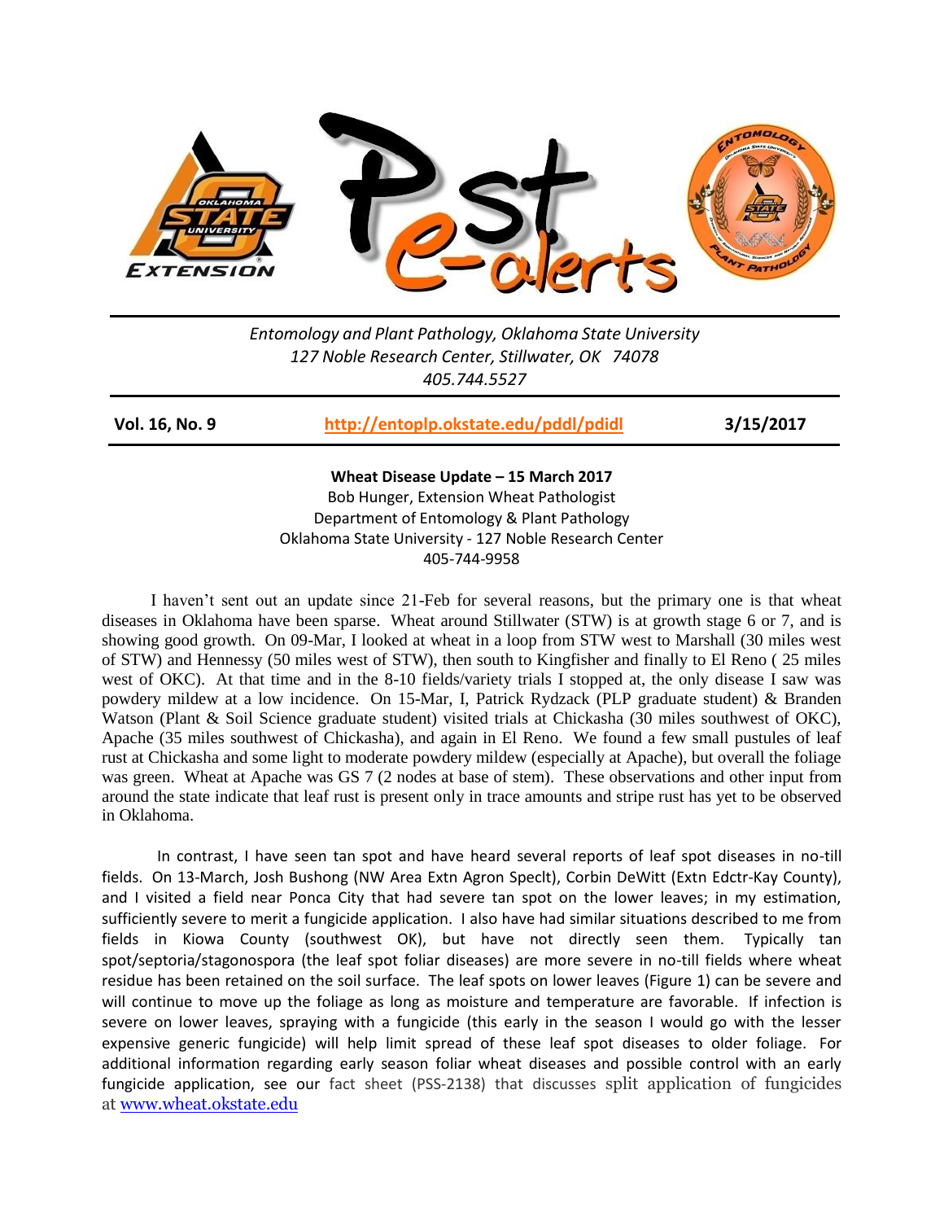*Entomology and Plant Pathology, Oklahoma State University*
*127 Noble Research Center, Stillwater, OK 74078*
*405.744.5527*

| **Vol. 16, No. 9** | **http://entoplp.okstate.edu/pddl/pdidl** | **3/15/2017** |
|---|---|---|

**Wheat Disease Update – 15 March 2017**
Bob Hunger, Extension Wheat Pathologist
Department of Entomology & Plant Pathology
Oklahoma State University - 127 Noble Research Center
405-744-9958

I haven't sent out an update since 21-Feb for several reasons, but the primary one is that wheat diseases in Oklahoma have been sparse. Wheat around Stillwater (STW) is at growth stage 6 or 7, and is showing good growth. On 09-Mar, I looked at wheat in a loop from STW west to Marshall (30 miles west of STW) and Hennessy (50 miles west of STW), then south to Kingfisher and finally to El Reno ( 25 miles west of OKC). At that time and in the 8-10 fields/variety trials I stopped at, the only disease I saw was powdery mildew at a low incidence. On 15-Mar, I, Patrick Rydzack (PLP graduate student) & Branden Watson (Plant & Soil Science graduate student) visited trials at Chickasha (30 miles southwest of OKC), Apache (35 miles southwest of Chickasha), and again in El Reno. We found a few small pustules of leaf rust at Chickasha and some light to moderate powdery mildew (especially at Apache), but overall the foliage was green. Wheat at Apache was GS 7 (2 nodes at base of stem). These observations and other input from around the state indicate that leaf rust is present only in trace amounts and stripe rust has yet to be observed in Oklahoma.

In contrast, I have seen tan spot and have heard several reports of leaf spot diseases in no-till fields. On 13-March, Josh Bushong (NW Area Extn Agron Speclt), Corbin DeWitt (Extn Edctr-Kay County), and I visited a field near Ponca City that had severe tan spot on the lower leaves; in my estimation, sufficiently severe to merit a fungicide application. I also have had similar situations described to me from fields in Kiowa County (southwest OK), but have not directly seen them. Typically tan spot/septoria/stagonospora (the leaf spot foliar diseases) are more severe in no-till fields where wheat residue has been retained on the soil surface. The leaf spots on lower leaves (Figure 1) can be severe and will continue to move up the foliage as long as moisture and temperature are favorable. If infection is severe on lower leaves, spraying with a fungicide (this early in the season I would go with the lesser expensive generic fungicide) will help limit spread of these leaf spot diseases to older foliage. For additional information regarding early season foliar wheat diseases and possible control with an early fungicide application, see our fact sheet (PSS-2138) that discusses split application of fungicides at www.wheat.okstate.edu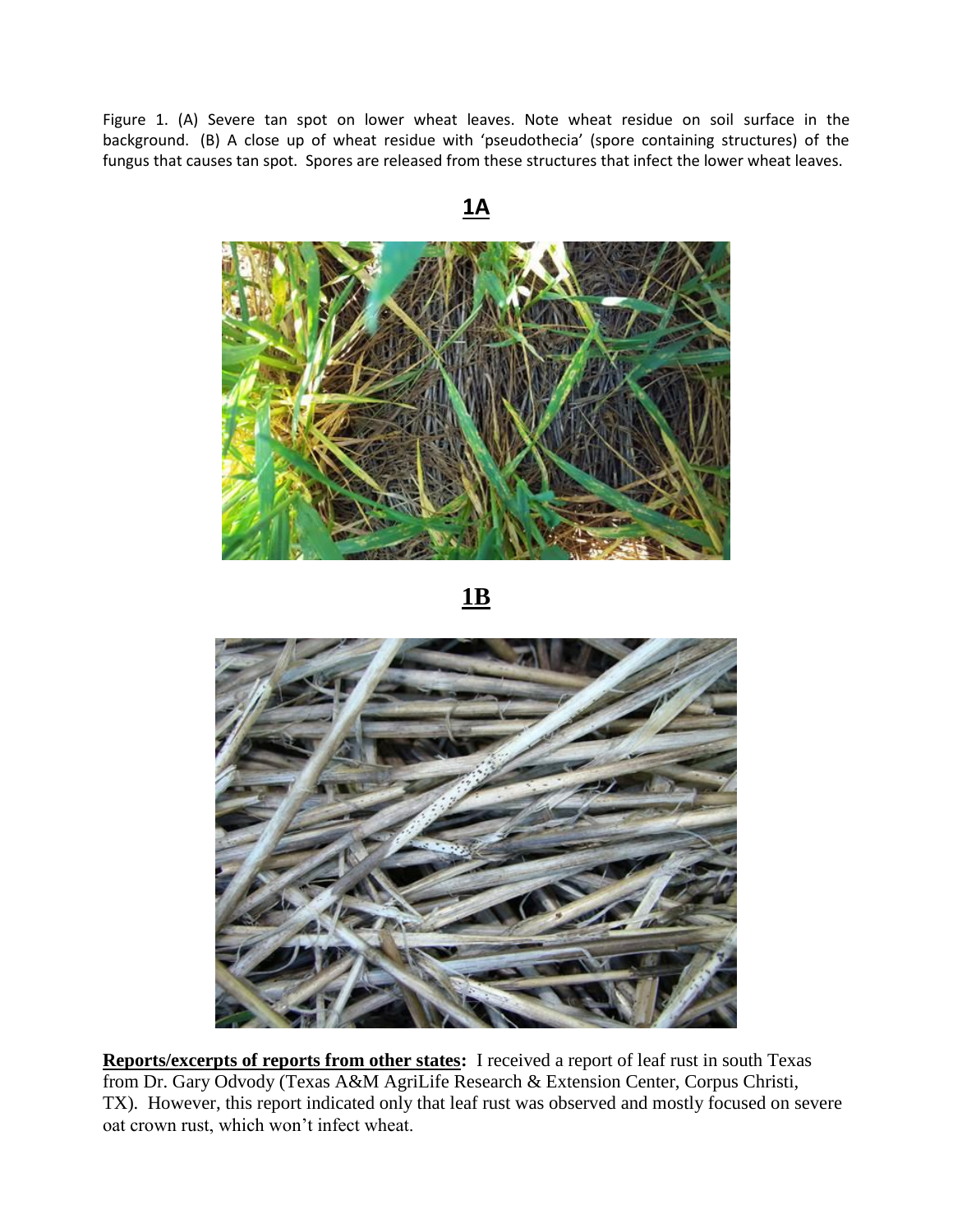Figure 1. (A) Severe tan spot on lower wheat leaves. Note wheat residue on soil surface in the background. (B) A close up of wheat residue with 'pseudothecia' (spore containing structures) of the fungus that causes tan spot. Spores are released from these structures that infect the lower wheat leaves.

**1A**

**1B**

**Reports/excerpts of reports from other states:** I received a report of leaf rust in south Texas from Dr. Gary Odvody (Texas A&M AgriLife Research & Extension Center, Corpus Christi, TX). However, this report indicated only that leaf rust was observed and mostly focused on severe oat crown rust, which won't infect wheat.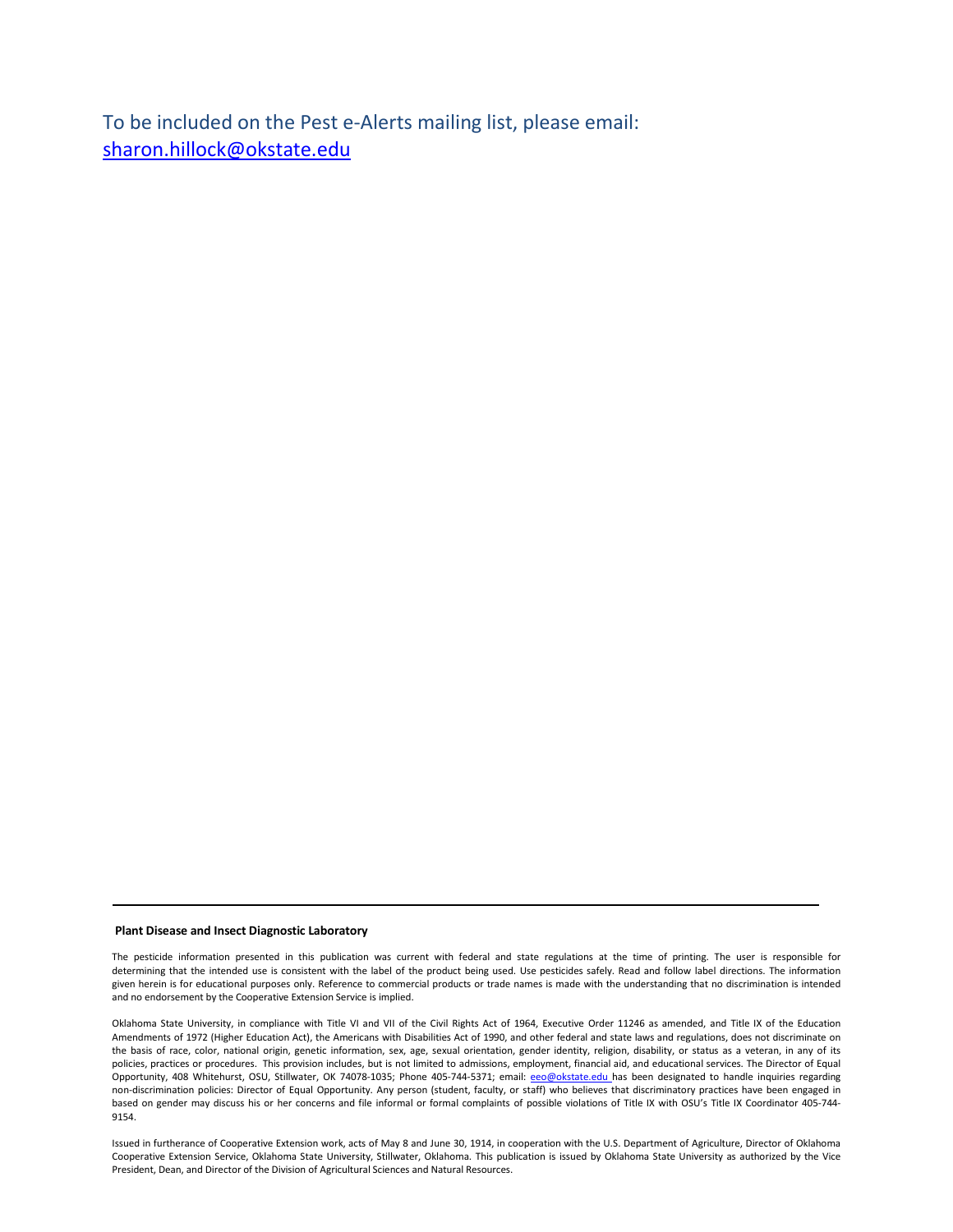To be included on the Pest e-Alerts mailing list, please email: [sharon.hillock@okstate.edu](mailto:sharon.hillock@okstate.edu)

---

**Plant Disease and Insect Diagnostic Laboratory**

The pesticide information presented in this publication was current with federal and state regulations at the time of printing. The user is responsible for determining that the intended use is consistent with the label of the product being used. Use pesticides safely. Read and follow label directions. The information given herein is for educational purposes only. Reference to commercial products or trade names is made with the understanding that no discrimination is intended and no endorsement by the Cooperative Extension Service is implied.

Oklahoma State University, in compliance with Title VI and VII of the Civil Rights Act of 1964, Executive Order 11246 as amended, and Title IX of the Education Amendments of 1972 (Higher Education Act), the Americans with Disabilities Act of 1990, and other federal and state laws and regulations, does not discriminate on the basis of race, color, national origin, genetic information, sex, age, sexual orientation, gender identity, religion, disability, or status as a veteran, in any of its policies, practices or procedures. This provision includes, but is not limited to admissions, employment, financial aid, and educational services. The Director of Equal Opportunity, 408 Whitehurst, OSU, Stillwater, OK 74078-1035; Phone 405-744-5371; email: [eeo@okstate.edu](mailto:eeo@okstate.edu) has been designated to handle inquiries regarding non-discrimination policies: Director of Equal Opportunity. Any person (student, faculty, or staff) who believes that discriminatory practices have been engaged in based on gender may discuss his or her concerns and file informal or formal complaints of possible violations of Title IX with OSU's Title IX Coordinator 405-744-9154.

Issued in furtherance of Cooperative Extension work, acts of May 8 and June 30, 1914, in cooperation with the U.S. Department of Agriculture, Director of Oklahoma Cooperative Extension Service, Oklahoma State University, Stillwater, Oklahoma. This publication is issued by Oklahoma State University as authorized by the Vice President, Dean, and Director of the Division of Agricultural Sciences and Natural Resources.